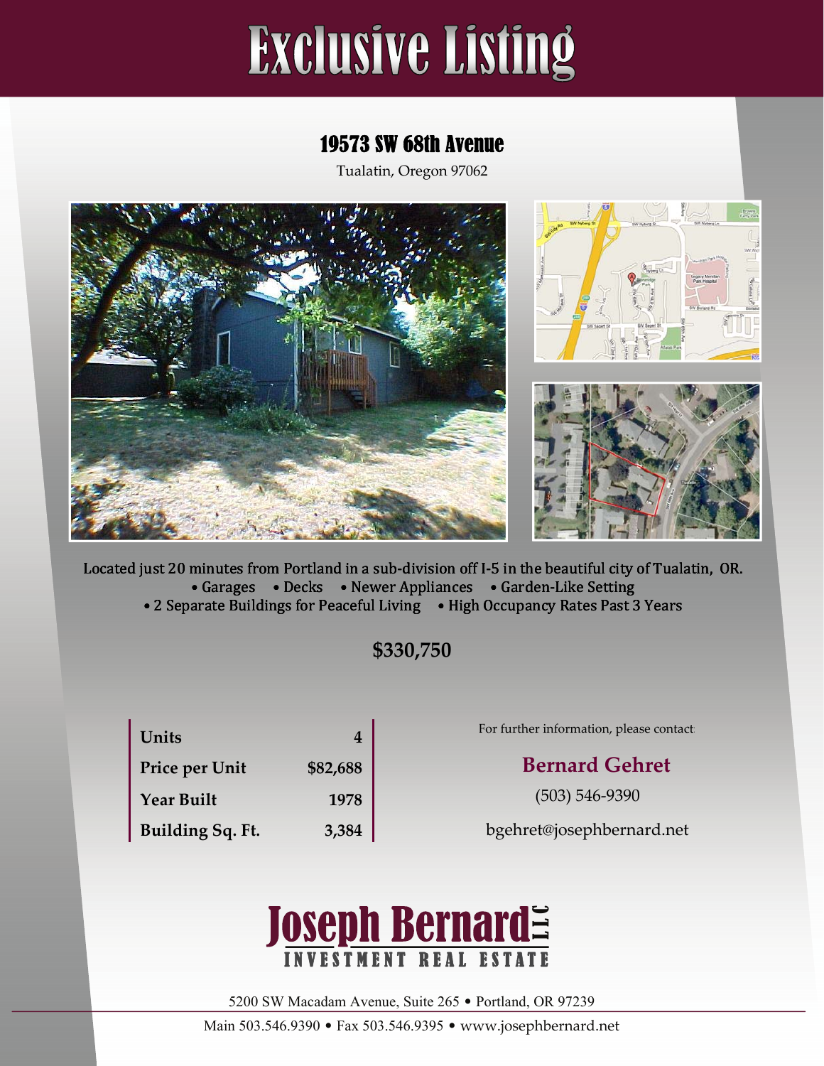# Exclusive Listing

## 19573 SW 68th Avenue

Tualatin, Oregon 97062

Located just 20 minutes from Portland in a sub-division off I-5 in the beautiful city of Tualatin, OR.

• Garages • Decks • Newer Appliances • Garden-Like Setting

• 2 Separate Buildings for Peaceful Living • High Occupancy Rates Past 3 Years

**$330,750**

| | |
|---|---|
| **Units** | **4** |
| **Price per Unit** | **$82,688** |
| **Year Built** | **1978** |
| **Building Sq. Ft.** | **3,384** |

For further information, please contact:

**Bernard Gehret**

(503) 546-9390

bgehret@josephbernard.net

**Joseph Bernard LLC**

INVESTMENT REAL ESTATE

5200 SW Macadam Avenue, Suite 265 • Portland, OR 97239

Main 503.546.9390 • Fax 503.546.9395 • www.josephbernard.net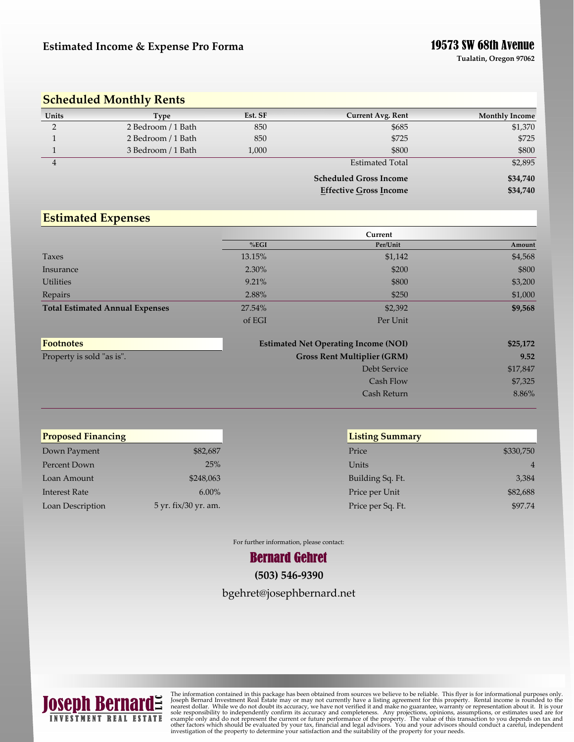# Estimated Income & Expense Pro Forma

## 19573 SW 68th Avenue

**Tualatin, Oregon 97062**

## Scheduled Monthly Rents

| Units | Type | Est. SF | Current Avg. Rent | Monthly Income |
|---|---|---|---|---|
| 2 | 2 Bedroom / 1 Bath | 850 | $685 | $1,370 |
| 1 | 2 Bedroom / 1 Bath | 850 | $725 | $725 |
| 1 | 3 Bedroom / 1 Bath | 1,000 | $800 | $800 |
| 4 | | | Estimated Total | $2,895 |
| | | | **Scheduled Gross Income** | **$34,740** |
| | | | **Effective Gross Income** | **$34,740** |

## Estimated Expenses

| | Current | | |
|---|---|---|---|
| | %EGI | Per/Unit | Amount |
| Taxes | 13.15% | $1,142 | $4,568 |
| Insurance | 2.30% | $200 | $800 |
| Utilities | 9.21% | $800 | $3,200 |
| Repairs | 2.88% | $250 | $1,000 |
| **Total Estimated Annual Expenses** | 27.54% | $2,392 | **$9,568** |
| | of EGI | Per Unit | |

| | |
|---|---|
| **Estimated Net Operating Income (NOI)** | **$25,172** |
| **Gross Rent Multiplier (GRM)** | **9.52** |
| Debt Service | $17,847 |
| Cash Flow | $7,325 |
| Cash Return | 8.86% |

**Footnotes**

Property is sold "as is".

**Proposed Financing**

| | |
|---|---|
| Down Payment | $82,687 |
| Percent Down | 25% |
| Loan Amount | $248,063 |
| Interest Rate | 6.00% |
| Loan Description | 5 yr. fix/30 yr. am. |

**Listing Summary**

| | |
|---|---|
| Price | $330,750 |
| Units | 4 |
| Building Sq. Ft. | 3,384 |
| Price per Unit | $82,688 |
| Price per Sq. Ft. | $97.74 |

For further information, please contact:

**Bernard Gehret**

**(503) 546-9390**

bgehret@josephbernard.net

**Joseph Bernard LLC** INVESTMENT REAL ESTATE

The information contained in this package has been obtained from sources we believe to be reliable. This flyer is for informational purposes only. Joseph Bernard Investment Real Estate may or may not currently have a listing agreement for this property. Rental income is rounded to the nearest dollar. While we do not doubt its accuracy, we have not verified it and make no guarantee, warranty or representation about it. It is your sole responsibility to independently confirm its accuracy and completeness. Any projections, opinions, assumptions, or estimates used are for example only and do not represent the current or future performance of the property. The value of this transaction to you depends on tax and other factors which should be evaluated by your tax, financial and legal advisors. You and your advisors should conduct a careful, independent investigation of the property to determine your satisfaction and the suitability of the property for your needs.